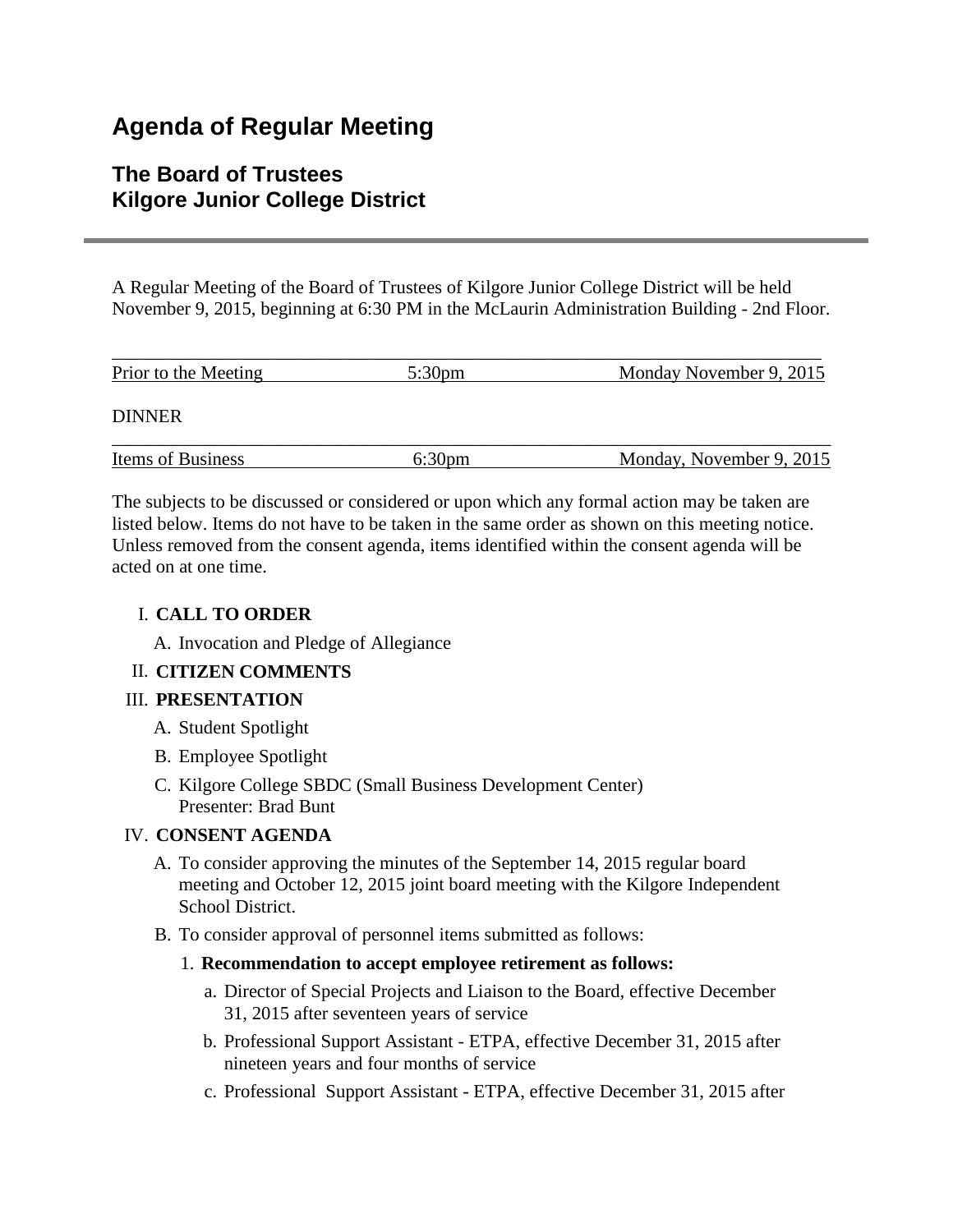# Agenda of Regular Meeting

## The Board of Trustees
## Kilgore Junior College District

---

A Regular Meeting of the Board of Trustees of Kilgore Junior College District will be held November 9, 2015, beginning at 6:30 PM in the McLaurin Administration Building - 2nd Floor.

| Prior to the Meeting | 5:30pm | Monday November 9, 2015 |
|---|---|---|

DINNER

| Items of Business | 6:30pm | Monday, November 9, 2015 |
|---|---|---|

The subjects to be discussed or considered or upon which any formal action may be taken are listed below. Items do not have to be taken in the same order as shown on this meeting notice. Unless removed from the consent agenda, items identified within the consent agenda will be acted on at one time.

I. **CALL TO ORDER**
   A. Invocation and Pledge of Allegiance

II. **CITIZEN COMMENTS**

III. **PRESENTATION**
   A. Student Spotlight
   B. Employee Spotlight
   C. Kilgore College SBDC (Small Business Development Center)
      Presenter: Brad Bunt

IV. **CONSENT AGENDA**
   A. To consider approving the minutes of the September 14, 2015 regular board meeting and October 12, 2015 joint board meeting with the Kilgore Independent School District.
   B. To consider approval of personnel items submitted as follows:
      1. **Recommendation to accept employee retirement as follows:**
         a. Director of Special Projects and Liaison to the Board, effective December 31, 2015 after seventeen years of service
         b. Professional Support Assistant - ETPA, effective December 31, 2015 after nineteen years and four months of service
         c. Professional Support Assistant - ETPA, effective December 31, 2015 after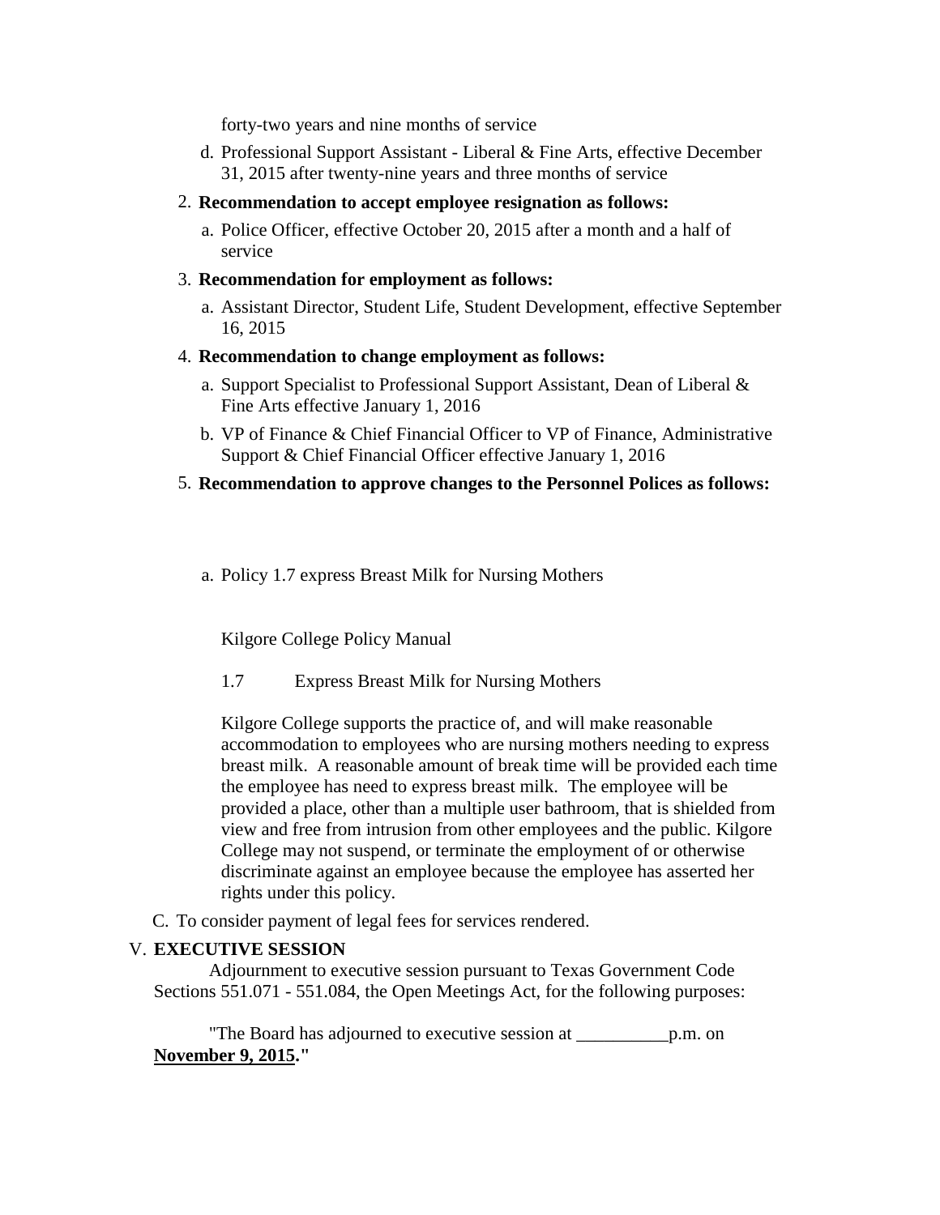forty-two years and nine months of service

d. Professional Support Assistant - Liberal & Fine Arts, effective December 31, 2015 after twenty-nine years and three months of service

2. **Recommendation to accept employee resignation as follows:**

   a. Police Officer, effective October 20, 2015 after a month and a half of service

3. **Recommendation for employment as follows:**

   a. Assistant Director, Student Life, Student Development, effective September 16, 2015

4. **Recommendation to change employment as follows:**

   a. Support Specialist to Professional Support Assistant, Dean of Liberal & Fine Arts effective January 1, 2016

   b. VP of Finance & Chief Financial Officer to VP of Finance, Administrative Support & Chief Financial Officer effective January 1, 2016

5. **Recommendation to approve changes to the Personnel Polices as follows:**

   a. Policy 1.7 express Breast Milk for Nursing Mothers

   Kilgore College Policy Manual

   1.7 Express Breast Milk for Nursing Mothers

   Kilgore College supports the practice of, and will make reasonable accommodation to employees who are nursing mothers needing to express breast milk. A reasonable amount of break time will be provided each time the employee has need to express breast milk. The employee will be provided a place, other than a multiple user bathroom, that is shielded from view and free from intrusion from other employees and the public. Kilgore College may not suspend, or terminate the employment of or otherwise discriminate against an employee because the employee has asserted her rights under this policy.

C. To consider payment of legal fees for services rendered.

V. **EXECUTIVE SESSION**

Adjournment to executive session pursuant to Texas Government Code Sections 551.071 - 551.084, the Open Meetings Act, for the following purposes:

"The Board has adjourned to executive session at __________p.m. on **November 9, 2015**."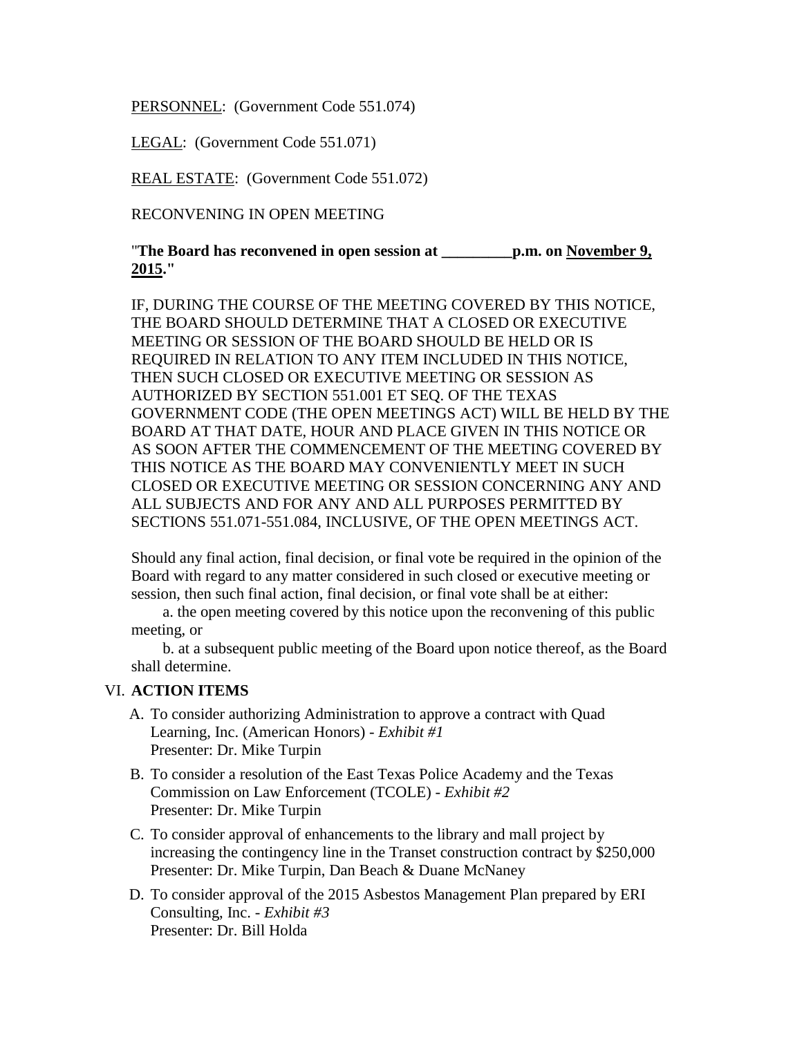PERSONNEL: (Government Code 551.074)

LEGAL: (Government Code 551.071)

REAL ESTATE: (Government Code 551.072)

RECONVENING IN OPEN MEETING

"**The Board has reconvened in open session at _________p.m. on November 9, 2015.**"

IF, DURING THE COURSE OF THE MEETING COVERED BY THIS NOTICE, THE BOARD SHOULD DETERMINE THAT A CLOSED OR EXECUTIVE MEETING OR SESSION OF THE BOARD SHOULD BE HELD OR IS REQUIRED IN RELATION TO ANY ITEM INCLUDED IN THIS NOTICE, THEN SUCH CLOSED OR EXECUTIVE MEETING OR SESSION AS AUTHORIZED BY SECTION 551.001 ET SEQ. OF THE TEXAS GOVERNMENT CODE (THE OPEN MEETINGS ACT) WILL BE HELD BY THE BOARD AT THAT DATE, HOUR AND PLACE GIVEN IN THIS NOTICE OR AS SOON AFTER THE COMMENCEMENT OF THE MEETING COVERED BY THIS NOTICE AS THE BOARD MAY CONVENIENTLY MEET IN SUCH CLOSED OR EXECUTIVE MEETING OR SESSION CONCERNING ANY AND ALL SUBJECTS AND FOR ANY AND ALL PURPOSES PERMITTED BY SECTIONS 551.071-551.084, INCLUSIVE, OF THE OPEN MEETINGS ACT.

Should any final action, final decision, or final vote be required in the opinion of the Board with regard to any matter considered in such closed or executive meeting or session, then such final action, final decision, or final vote shall be at either:

a. the open meeting covered by this notice upon the reconvening of this public meeting, or

b. at a subsequent public meeting of the Board upon notice thereof, as the Board shall determine.

VI. **ACTION ITEMS**

A. To consider authorizing Administration to approve a contract with Quad Learning, Inc. (American Honors) - *Exhibit #1*
Presenter: Dr. Mike Turpin

B. To consider a resolution of the East Texas Police Academy and the Texas Commission on Law Enforcement (TCOLE) - *Exhibit #2*
Presenter: Dr. Mike Turpin

C. To consider approval of enhancements to the library and mall project by increasing the contingency line in the Transet construction contract by $250,000
Presenter: Dr. Mike Turpin, Dan Beach & Duane McNaney

D. To consider approval of the 2015 Asbestos Management Plan prepared by ERI Consulting, Inc. - *Exhibit #3*
Presenter: Dr. Bill Holda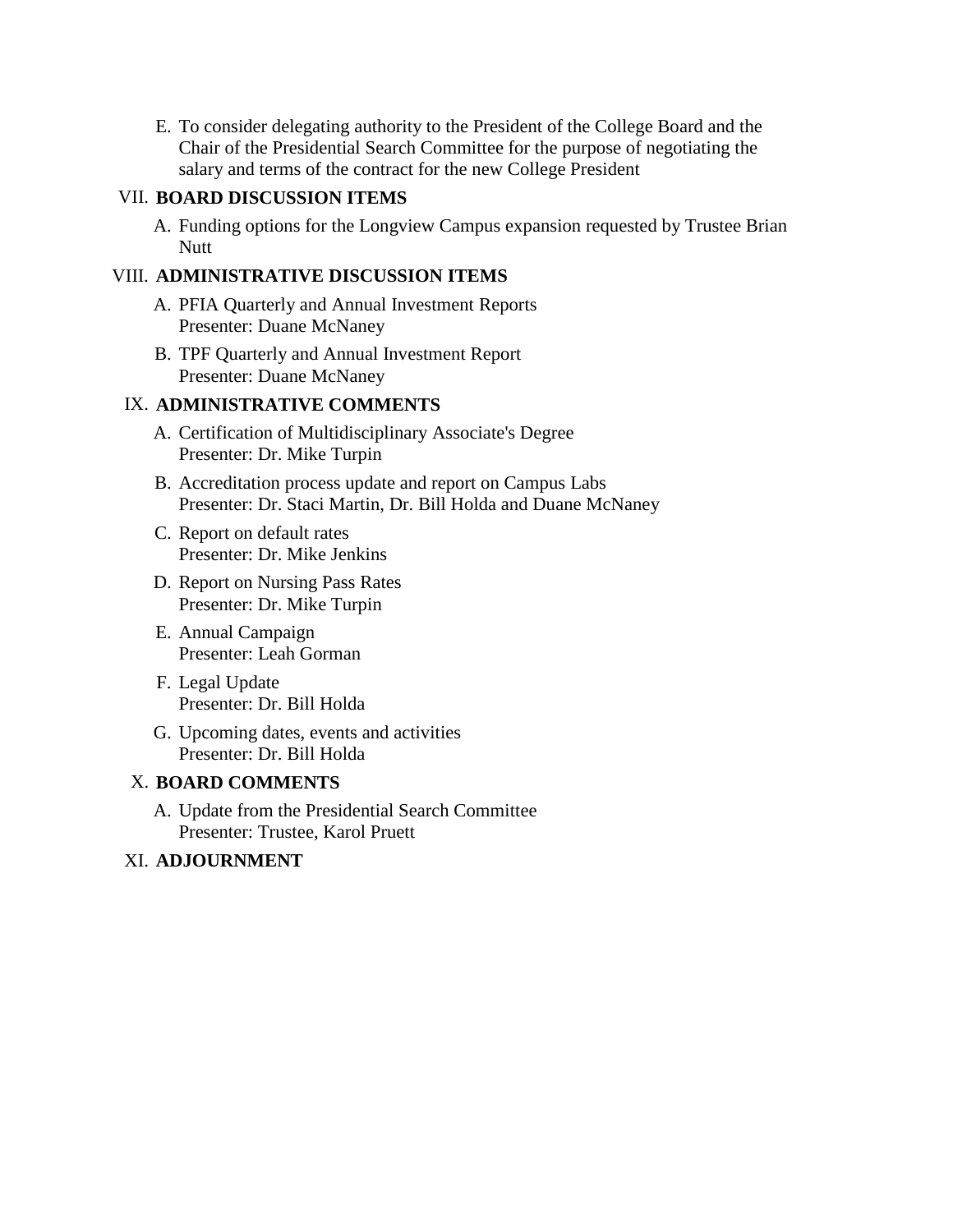E. To consider delegating authority to the President of the College Board and the Chair of the Presidential Search Committee for the purpose of negotiating the salary and terms of the contract for the new College President

VII. **BOARD DISCUSSION ITEMS**

A. Funding options for the Longview Campus expansion requested by Trustee Brian Nutt

VIII. **ADMINISTRATIVE DISCUSSION ITEMS**

A. PFIA Quarterly and Annual Investment Reports
Presenter: Duane McNaney

B. TPF Quarterly and Annual Investment Report
Presenter: Duane McNaney

IX. **ADMINISTRATIVE COMMENTS**

A. Certification of Multidisciplinary Associate's Degree
Presenter: Dr. Mike Turpin

B. Accreditation process update and report on Campus Labs
Presenter: Dr. Staci Martin, Dr. Bill Holda and Duane McNaney

C. Report on default rates
Presenter: Dr. Mike Jenkins

D. Report on Nursing Pass Rates
Presenter: Dr. Mike Turpin

E. Annual Campaign
Presenter: Leah Gorman

F. Legal Update
Presenter: Dr. Bill Holda

G. Upcoming dates, events and activities
Presenter: Dr. Bill Holda

X. **BOARD COMMENTS**

A. Update from the Presidential Search Committee
Presenter: Trustee, Karol Pruett

XI. **ADJOURNMENT**